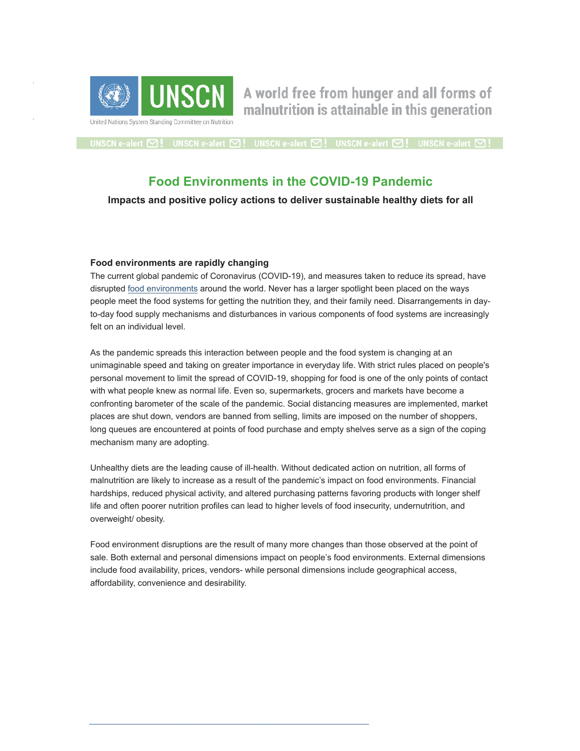UNSCN

United Nations System Standing Committee on Nutrition

A world free from hunger and all forms of malnutrition is attainable in this generation

UNSCN e-alert

# Food Environments in the COVID-19 Pandemic

**Impacts and positive policy actions to deliver sustainable healthy diets for all**

### Food environments are rapidly changing

The current global pandemic of Coronavirus (COVID-19), and measures taken to reduce its spread, have disrupted food environments around the world. Never has a larger spotlight been placed on the ways people meet the food systems for getting the nutrition they, and their family need. Disarrangements in day-to-day food supply mechanisms and disturbances in various components of food systems are increasingly felt on an individual level.

As the pandemic spreads this interaction between people and the food system is changing at an unimaginable speed and taking on greater importance in everyday life. With strict rules placed on people's personal movement to limit the spread of COVID-19, shopping for food is one of the only points of contact with what people knew as normal life. Even so, supermarkets, grocers and markets have become a confronting barometer of the scale of the pandemic. Social distancing measures are implemented, market places are shut down, vendors are banned from selling, limits are imposed on the number of shoppers, long queues are encountered at points of food purchase and empty shelves serve as a sign of the coping mechanism many are adopting.

Unhealthy diets are the leading cause of ill-health. Without dedicated action on nutrition, all forms of malnutrition are likely to increase as a result of the pandemic's impact on food environments. Financial hardships, reduced physical activity, and altered purchasing patterns favoring products with longer shelf life and often poorer nutrition profiles can lead to higher levels of food insecurity, undernutrition, and overweight/ obesity.

Food environment disruptions are the result of many more changes than those observed at the point of sale. Both external and personal dimensions impact on people's food environments. External dimensions include food availability, prices, vendors- while personal dimensions include geographical access, affordability, convenience and desirability.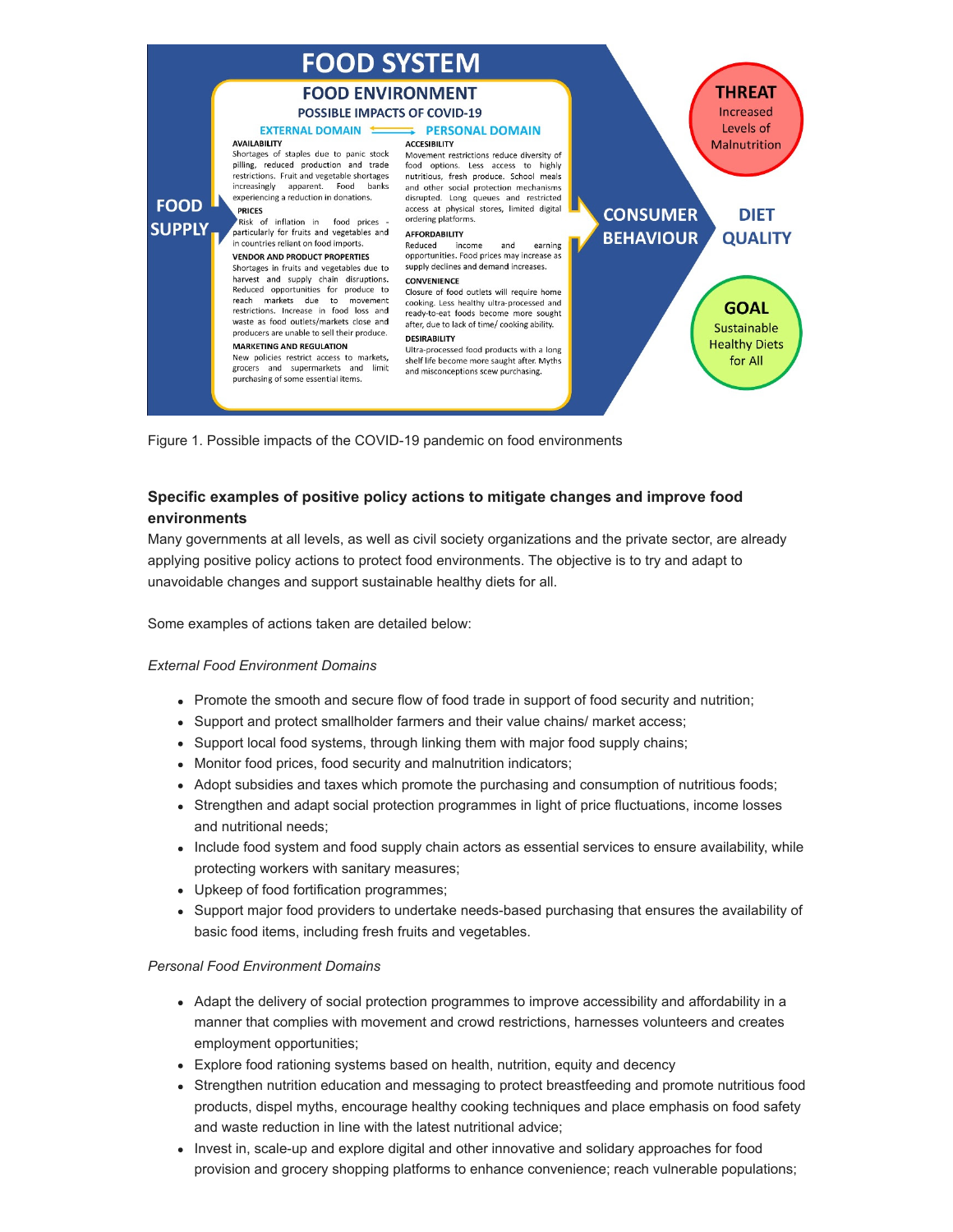# FOOD SYSTEM

## FOOD ENVIRONMENT

### POSSIBLE IMPACTS OF COVID-19

**FOOD SUPPLY** → **EXTERNAL DOMAIN** ⟷ **PERSONAL DOMAIN** → **CONSUMER BEHAVIOUR** → **DIET QUALITY**

**EXTERNAL DOMAIN**

**AVAILABILITY**
Shortages of staples due to panic stock pilling, reduced production and trade restrictions. Fruit and vegetable shortages increasingly apparent. Food banks experiencing a reduction in donations.

**PRICES**
Risk of inflation in food prices - particularly for fruits and vegetables and in countries reliant on food imports.

**VENDOR AND PRODUCT PROPERTIES**
Shortages in fruits and vegetables due to harvest and supply chain disruptions. Reduced opportunities for produce to reach markets due to movement restrictions. Increase in food loss and waste as food outlets/markets close and producers are unable to sell their produce.

**MARKETING AND REGULATION**
New policies restrict access to markets, grocers and supermarkets and limit purchasing of some essential items.

**PERSONAL DOMAIN**

**ACCESIBILITY**
Movement restrictions reduce diversity of food options. Less access to highly nutritious, fresh produce. School meals and other social protection mechanisms disrupted. Long queues and restricted access at physical stores, limited digital ordering platforms.

**AFFORDABILITY**
Reduced income and earning opportunities. Food prices may increase as supply declines and demand increases.

**CONVENIENCE**
Closure of food outlets will require home cooking. Less healthy ultra-processed and ready-to-eat foods become more sought after, due to lack of time/ cooking ability.

**DESIRABILITY**
Ultra-processed food products with a long shelf life become more saught after. Myths and misconceptions scew purchasing.

**THREAT**
Increased Levels of Malnutrition

**GOAL**
Sustainable Healthy Diets for All

Figure 1. Possible impacts of the COVID-19 pandemic on food environments

**Specific examples of positive policy actions to mitigate changes and improve food environments**

Many governments at all levels, as well as civil society organizations and the private sector, are already applying positive policy actions to protect food environments. The objective is to try and adapt to unavoidable changes and support sustainable healthy diets for all.

Some examples of actions taken are detailed below:

*External Food Environment Domains*

- Promote the smooth and secure flow of food trade in support of food security and nutrition;
- Support and protect smallholder farmers and their value chains/ market access;
- Support local food systems, through linking them with major food supply chains;
- Monitor food prices, food security and malnutrition indicators;
- Adopt subsidies and taxes which promote the purchasing and consumption of nutritious foods;
- Strengthen and adapt social protection programmes in light of price fluctuations, income losses and nutritional needs;
- Include food system and food supply chain actors as essential services to ensure availability, while protecting workers with sanitary measures;
- Upkeep of food fortification programmes;
- Support major food providers to undertake needs-based purchasing that ensures the availability of basic food items, including fresh fruits and vegetables.

*Personal Food Environment Domains*

- Adapt the delivery of social protection programmes to improve accessibility and affordability in a manner that complies with movement and crowd restrictions, harnesses volunteers and creates employment opportunities;
- Explore food rationing systems based on health, nutrition, equity and decency
- Strengthen nutrition education and messaging to protect breastfeeding and promote nutritious food products, dispel myths, encourage healthy cooking techniques and place emphasis on food safety and waste reduction in line with the latest nutritional advice;
- Invest in, scale-up and explore digital and other innovative and solidary approaches for food provision and grocery shopping platforms to enhance convenience; reach vulnerable populations;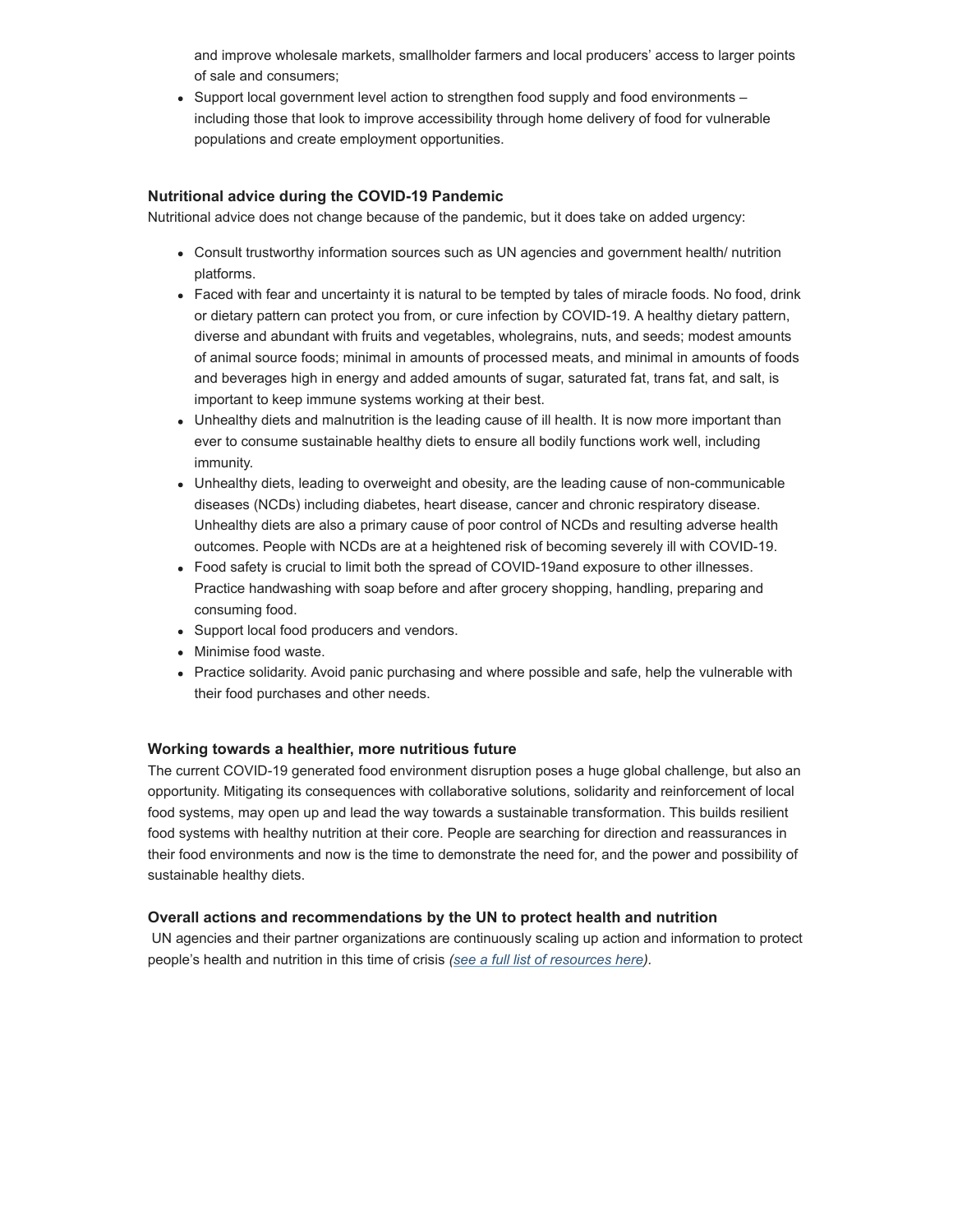and improve wholesale markets, smallholder farmers and local producers' access to larger points of sale and consumers;

- Support local government level action to strengthen food supply and food environments – including those that look to improve accessibility through home delivery of food for vulnerable populations and create employment opportunities.

### Nutritional advice during the COVID-19 Pandemic

Nutritional advice does not change because of the pandemic, but it does take on added urgency:

- Consult trustworthy information sources such as UN agencies and government health/ nutrition platforms.
- Faced with fear and uncertainty it is natural to be tempted by tales of miracle foods. No food, drink or dietary pattern can protect you from, or cure infection by COVID-19. A healthy dietary pattern, diverse and abundant with fruits and vegetables, wholegrains, nuts, and seeds; modest amounts of animal source foods; minimal in amounts of processed meats, and minimal in amounts of foods and beverages high in energy and added amounts of sugar, saturated fat, trans fat, and salt, is important to keep immune systems working at their best.
- Unhealthy diets and malnutrition is the leading cause of ill health. It is now more important than ever to consume sustainable healthy diets to ensure all bodily functions work well, including immunity.
- Unhealthy diets, leading to overweight and obesity, are the leading cause of non-communicable diseases (NCDs) including diabetes, heart disease, cancer and chronic respiratory disease. Unhealthy diets are also a primary cause of poor control of NCDs and resulting adverse health outcomes. People with NCDs are at a heightened risk of becoming severely ill with COVID-19.
- Food safety is crucial to limit both the spread of COVID-19and exposure to other illnesses. Practice handwashing with soap before and after grocery shopping, handling, preparing and consuming food.
- Support local food producers and vendors.
- Minimise food waste.
- Practice solidarity. Avoid panic purchasing and where possible and safe, help the vulnerable with their food purchases and other needs.

### Working towards a healthier, more nutritious future

The current COVID-19 generated food environment disruption poses a huge global challenge, but also an opportunity. Mitigating its consequences with collaborative solutions, solidarity and reinforcement of local food systems, may open up and lead the way towards a sustainable transformation. This builds resilient food systems with healthy nutrition at their core. People are searching for direction and reassurances in their food environments and now is the time to demonstrate the need for, and the power and possibility of sustainable healthy diets.

### Overall actions and recommendations by the UN to protect health and nutrition

UN agencies and their partner organizations are continuously scaling up action and information to protect people's health and nutrition in this time of crisis *(see a full list of resources here)*.